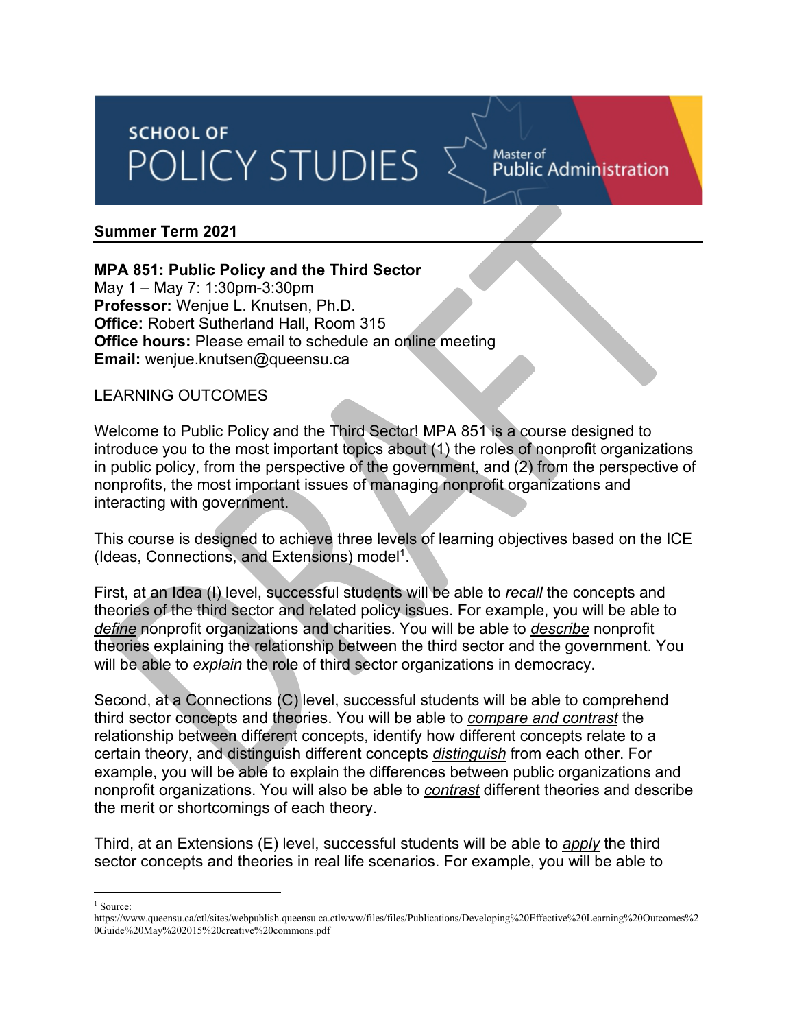SCHOOL OF POLICY STUDIES — Master of Public Administration

## Summer Term 2021

**MPA 851: Public Policy and the Third Sector**
May 1 – May 7: 1:30pm-3:30pm
**Professor:** Wenjue L. Knutsen, Ph.D.
**Office:** Robert Sutherland Hall, Room 315
**Office hours:** Please email to schedule an online meeting
**Email:** wenjue.knutsen@queensu.ca

## LEARNING OUTCOMES

Welcome to Public Policy and the Third Sector! MPA 851 is a course designed to introduce you to the most important topics about (1) the roles of nonprofit organizations in public policy, from the perspective of the government, and (2) from the perspective of nonprofits, the most important issues of managing nonprofit organizations and interacting with government.

This course is designed to achieve three levels of learning objectives based on the ICE (Ideas, Connections, and Extensions) model[1].

First, at an Idea (I) level, successful students will be able to *recall* the concepts and theories of the third sector and related policy issues. For example, you will be able to ***define*** nonprofit organizations and charities. You will be able to ***describe*** nonprofit theories explaining the relationship between the third sector and the government. You will be able to ***explain*** the role of third sector organizations in democracy.

Second, at a Connections (C) level, successful students will be able to comprehend third sector concepts and theories. You will be able to ***compare and contrast*** the relationship between different concepts, identify how different concepts relate to a certain theory, and distinguish different concepts ***distinguish*** from each other. For example, you will be able to explain the differences between public organizations and nonprofit organizations. You will also be able to ***contrast*** different theories and describe the merit or shortcomings of each theory.

Third, at an Extensions (E) level, successful students will be able to ***apply*** the third sector concepts and theories in real life scenarios. For example, you will be able to

[1] Source: https://www.queensu.ca/ctl/sites/webpublish.queensu.ca.ctlwww/files/files/Publications/Developing%20Effective%20Learning%20Outcomes%20Guide%20May%202015%20creative%20commons.pdf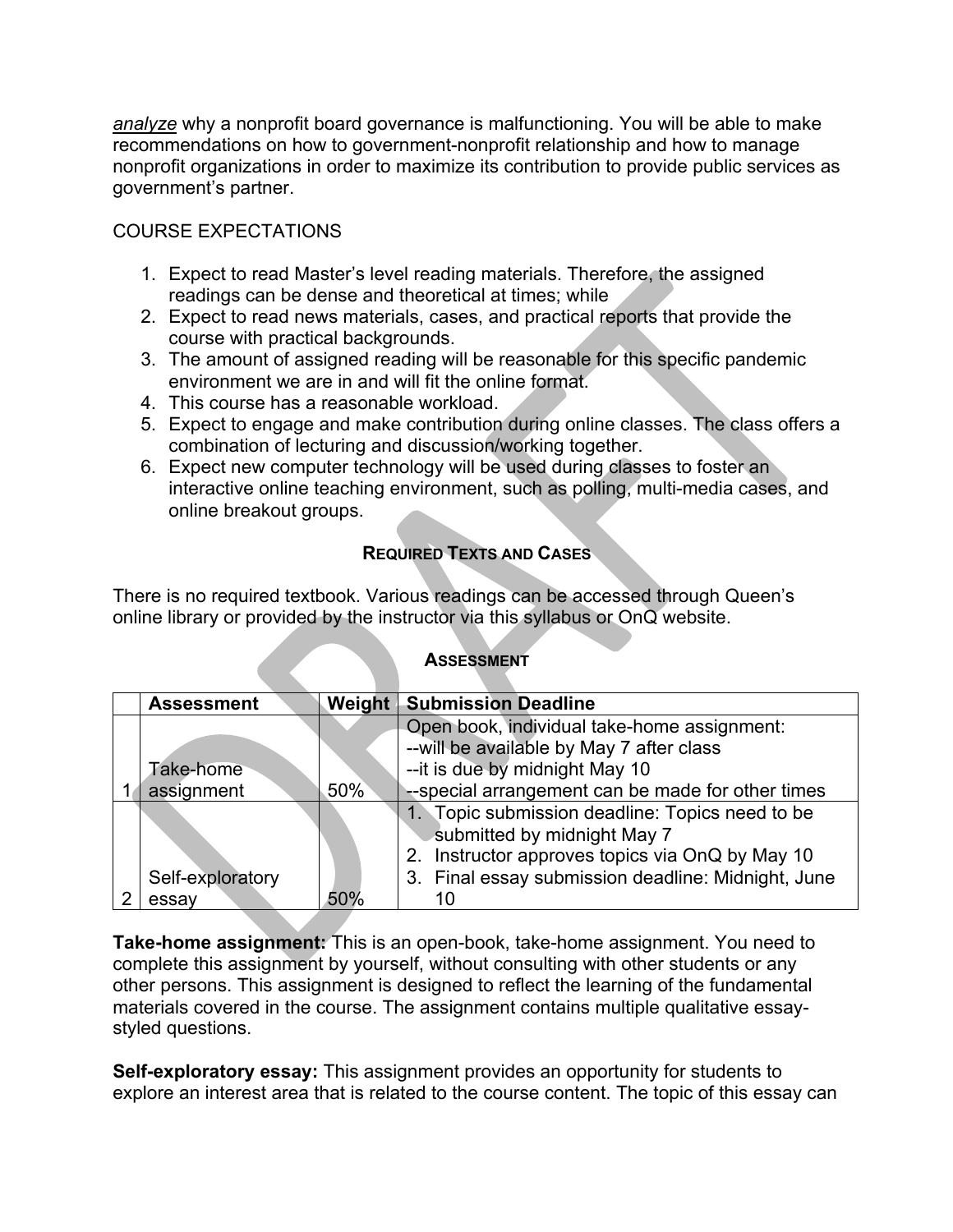*analyze* why a nonprofit board governance is malfunctioning. You will be able to make recommendations on how to government-nonprofit relationship and how to manage nonprofit organizations in order to maximize its contribution to provide public services as government's partner.

COURSE EXPECTATIONS

1. Expect to read Master's level reading materials. Therefore, the assigned readings can be dense and theoretical at times; while
2. Expect to read news materials, cases, and practical reports that provide the course with practical backgrounds.
3. The amount of assigned reading will be reasonable for this specific pandemic environment we are in and will fit the online format.
4. This course has a reasonable workload.
5. Expect to engage and make contribution during online classes. The class offers a combination of lecturing and discussion/working together.
6. Expect new computer technology will be used during classes to foster an interactive online teaching environment, such as polling, multi-media cases, and online breakout groups.

### REQUIRED TEXTS AND CASES

There is no required textbook. Various readings can be accessed through Queen's online library or provided by the instructor via this syllabus or OnQ website.

### ASSESSMENT

| | Assessment | Weight | Submission Deadline |
|---|---|---|---|
| 1 | Take-home assignment | 50% | Open book, individual take-home assignment:<br>--will be available by May 7 after class<br>--it is due by midnight May 10<br>--special arrangement can be made for other times |
| 2 | Self-exploratory essay | 50% | 1. Topic submission deadline: Topics need to be submitted by midnight May 7<br>2. Instructor approves topics via OnQ by May 10<br>3. Final essay submission deadline: Midnight, June 10 |

**Take-home assignment:** This is an open-book, take-home assignment. You need to complete this assignment by yourself, without consulting with other students or any other persons. This assignment is designed to reflect the learning of the fundamental materials covered in the course. The assignment contains multiple qualitative essay-styled questions.

**Self-exploratory essay:** This assignment provides an opportunity for students to explore an interest area that is related to the course content. The topic of this essay can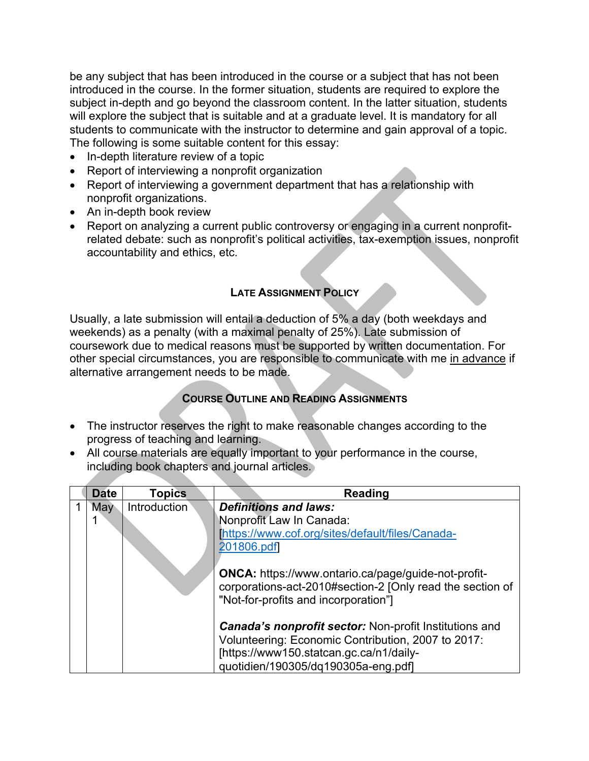be any subject that has been introduced in the course or a subject that has not been introduced in the course. In the former situation, students are required to explore the subject in-depth and go beyond the classroom content. In the latter situation, students will explore the subject that is suitable and at a graduate level. It is mandatory for all students to communicate with the instructor to determine and gain approval of a topic. The following is some suitable content for this essay:

- In-depth literature review of a topic
- Report of interviewing a nonprofit organization
- Report of interviewing a government department that has a relationship with nonprofit organizations.
- An in-depth book review
- Report on analyzing a current public controversy or engaging in a current nonprofit-related debate: such as nonprofit's political activities, tax-exemption issues, nonprofit accountability and ethics, etc.

## Late Assignment Policy

Usually, a late submission will entail a deduction of 5% a day (both weekdays and weekends) as a penalty (with a maximal penalty of 25%). Late submission of coursework due to medical reasons must be supported by written documentation. For other special circumstances, you are responsible to communicate with me <u>in advance</u> if alternative arrangement needs to be made.

## Course Outline and Reading Assignments

- The instructor reserves the right to make reasonable changes according to the progress of teaching and learning.
- All course materials are equally important to your performance in the course, including book chapters and journal articles.

| | Date | Topics | Reading |
|---|---|---|---|
| 1 | May 1 | Introduction | ***Definitions and laws:***<br>Nonprofit Law In Canada: [https://www.cof.org/sites/default/files/Canada-201806.pdf]<br><br>**ONCA:** https://www.ontario.ca/page/guide-not-profit-corporations-act-2010#section-2 [Only read the section of "Not-for-profits and incorporation"]<br><br>***Canada's nonprofit sector:*** Non-profit Institutions and Volunteering: Economic Contribution, 2007 to 2017: [https://www150.statcan.gc.ca/n1/daily-quotidien/190305/dq190305a-eng.pdf] |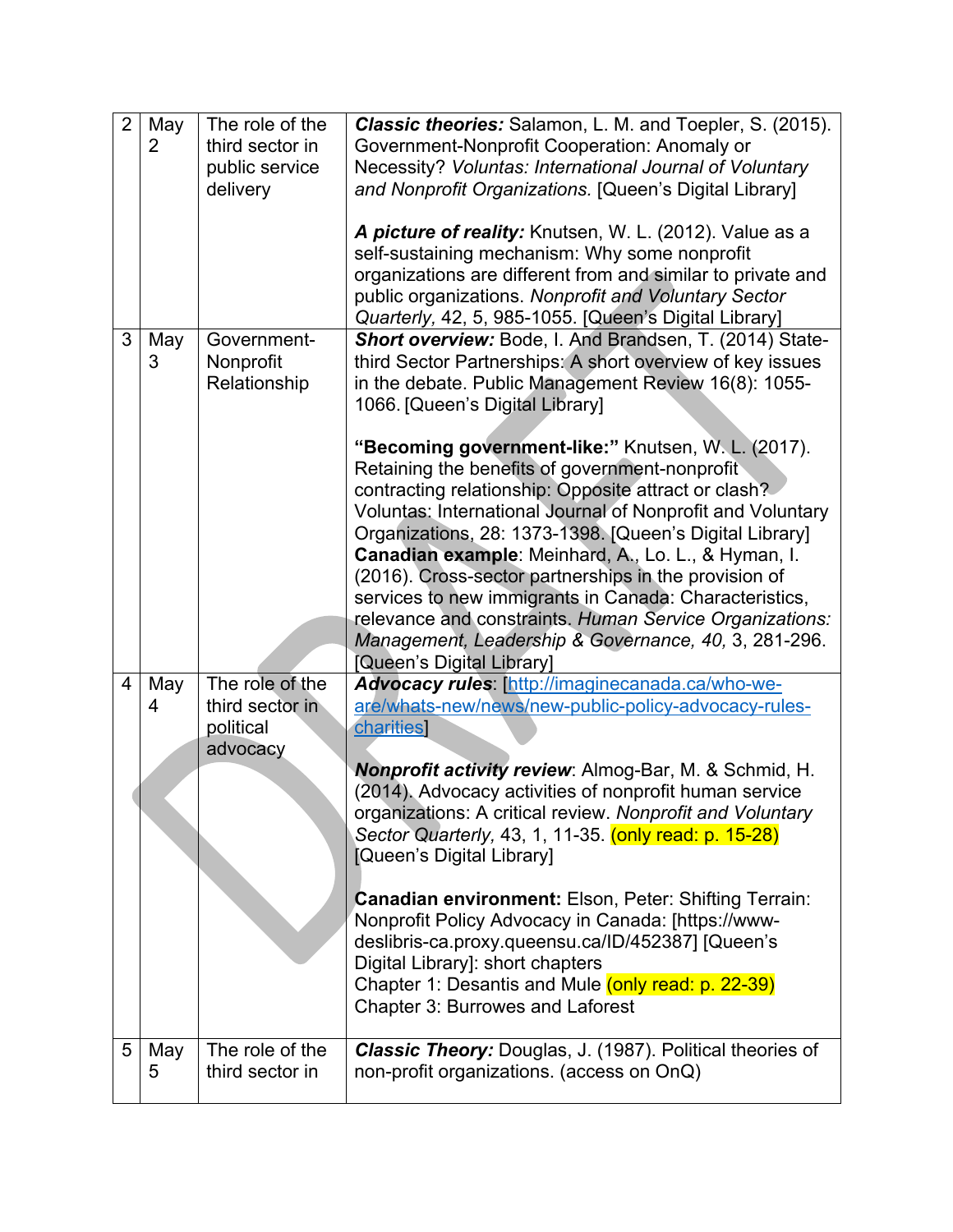| 2 | May 2 | The role of the third sector in public service delivery | ***Classic theories:*** Salamon, L. M. and Toepler, S. (2015). Government-Nonprofit Cooperation: Anomaly or Necessity? *Voluntas: International Journal of Voluntary and Nonprofit Organizations.* [Queen's Digital Library]<br><br>***A picture of reality:*** Knutsen, W. L. (2012). Value as a self-sustaining mechanism: Why some nonprofit organizations are different from and similar to private and public organizations. *Nonprofit and Voluntary Sector Quarterly,* 42, 5, 985-1055. [Queen's Digital Library] |
|---|---|---|---|
| 3 | May 3 | Government-Nonprofit Relationship | ***Short overview:*** Bode, I. And Brandsen, T. (2014) State-third Sector Partnerships: A short overview of key issues in the debate. Public Management Review 16(8): 1055-1066. [Queen's Digital Library]<br><br>**"Becoming government-like:"** Knutsen, W. L. (2017). Retaining the benefits of government-nonprofit contracting relationship: Opposite attract or clash? Voluntas: International Journal of Nonprofit and Voluntary Organizations, 28: 1373-1398. [Queen's Digital Library]<br>**Canadian example**: Meinhard, A., Lo. L., & Hyman, I. (2016). Cross-sector partnerships in the provision of services to new immigrants in Canada: Characteristics, relevance and constraints. *Human Service Organizations: Management, Leadership & Governance, 40,* 3, 281-296. [Queen's Digital Library] |
| 4 | May 4 | The role of the third sector in political advocacy | ***Advocacy rules***: [http://imaginecanada.ca/who-we-are/whats-new/news/new-public-policy-advocacy-rules-charities]<br><br>***Nonprofit activity review***: Almog-Bar, M. & Schmid, H. (2014). Advocacy activities of nonprofit human service organizations: A critical review. *Nonprofit and Voluntary Sector Quarterly,* 43, 1, 11-35. (only read: p. 15-28) [Queen's Digital Library]<br><br>**Canadian environment:** Elson, Peter: Shifting Terrain: Nonprofit Policy Advocacy in Canada: [https://www-deslibris-ca.proxy.queensu.ca/ID/452387] [Queen's Digital Library]: short chapters<br>Chapter 1: Desantis and Mule (only read: p. 22-39)<br>Chapter 3: Burrowes and Laforest |
| 5 | May 5 | The role of the third sector in | ***Classic Theory:*** Douglas, J. (1987). Political theories of non-profit organizations. (access on OnQ) |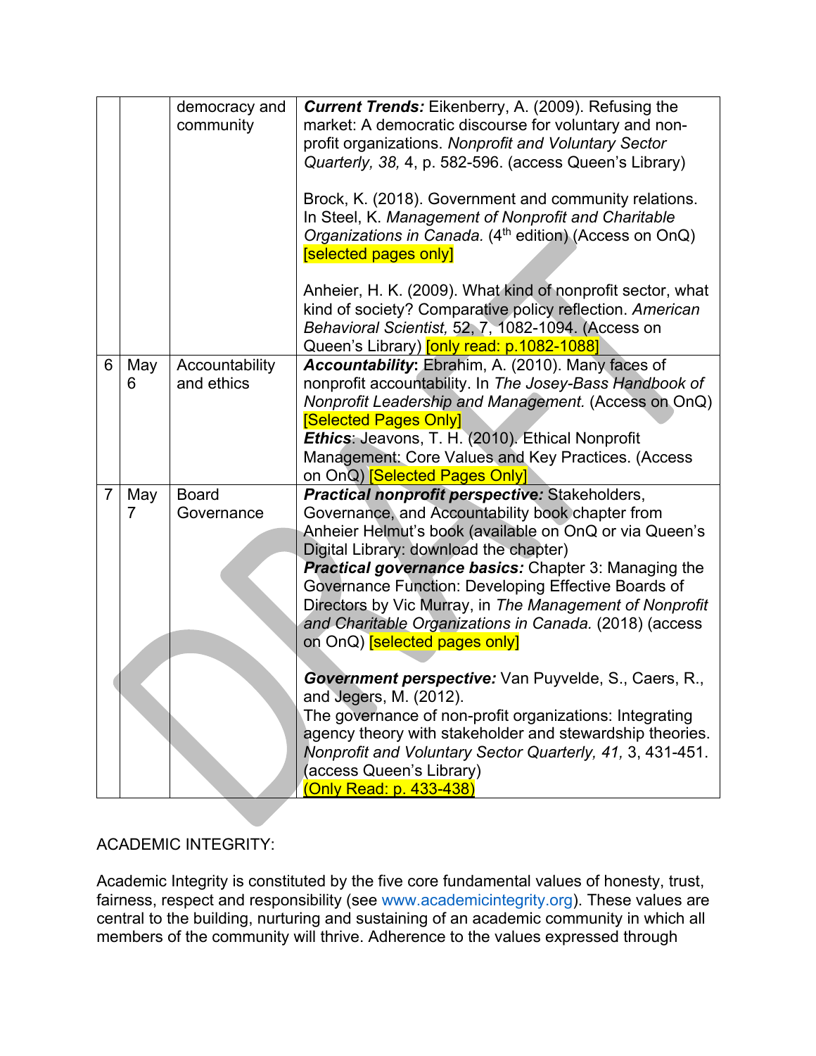| | | | |
|---|---|---|---|
| | | democracy and community | ***Current Trends:*** Eikenberry, A. (2009). Refusing the market: A democratic discourse for voluntary and non-profit organizations. *Nonprofit and Voluntary Sector Quarterly, 38,* 4, p. 582-596. (access Queen's Library)<br><br>Brock, K. (2018). Government and community relations. In Steel, K. *Management of Nonprofit and Charitable Organizations in Canada.* (4th edition) (Access on OnQ) [selected pages only]<br><br>Anheier, H. K. (2009). What kind of nonprofit sector, what kind of society? Comparative policy reflection. *American Behavioral Scientist,* 52, 7, 1082-1094. (Access on Queen's Library) [only read: p.1082-1088] |
| 6 | May 6 | Accountability and ethics | ***Accountability*:** Ebrahim, A. (2010). Many faces of nonprofit accountability. In *The Josey-Bass Handbook of Nonprofit Leadership and Management.* (Access on OnQ) [Selected Pages Only]<br>***Ethics***: Jeavons, T. H. (2010). Ethical Nonprofit Management: Core Values and Key Practices. (Access on OnQ) [Selected Pages Only] |
| 7 | May 7 | Board Governance | ***Practical nonprofit perspective:*** Stakeholders, Governance, and Accountability book chapter from Anheier Helmut's book (available on OnQ or via Queen's Digital Library: download the chapter)<br>***Practical governance basics:*** Chapter 3: Managing the Governance Function: Developing Effective Boards of Directors by Vic Murray, in *The Management of Nonprofit and Charitable Organizations in Canada.* (2018) (access on OnQ) [selected pages only]<br><br>***Government perspective:*** Van Puyvelde, S., Caers, R., and Jegers, M. (2012).<br>The governance of non-profit organizations: Integrating agency theory with stakeholder and stewardship theories. *Nonprofit and Voluntary Sector Quarterly, 41,* 3, 431-451. (access Queen's Library)<br>(Only Read: p. 433-438) |

ACADEMIC INTEGRITY:

Academic Integrity is constituted by the five core fundamental values of honesty, trust, fairness, respect and responsibility (see www.academicintegrity.org). These values are central to the building, nurturing and sustaining of an academic community in which all members of the community will thrive. Adherence to the values expressed through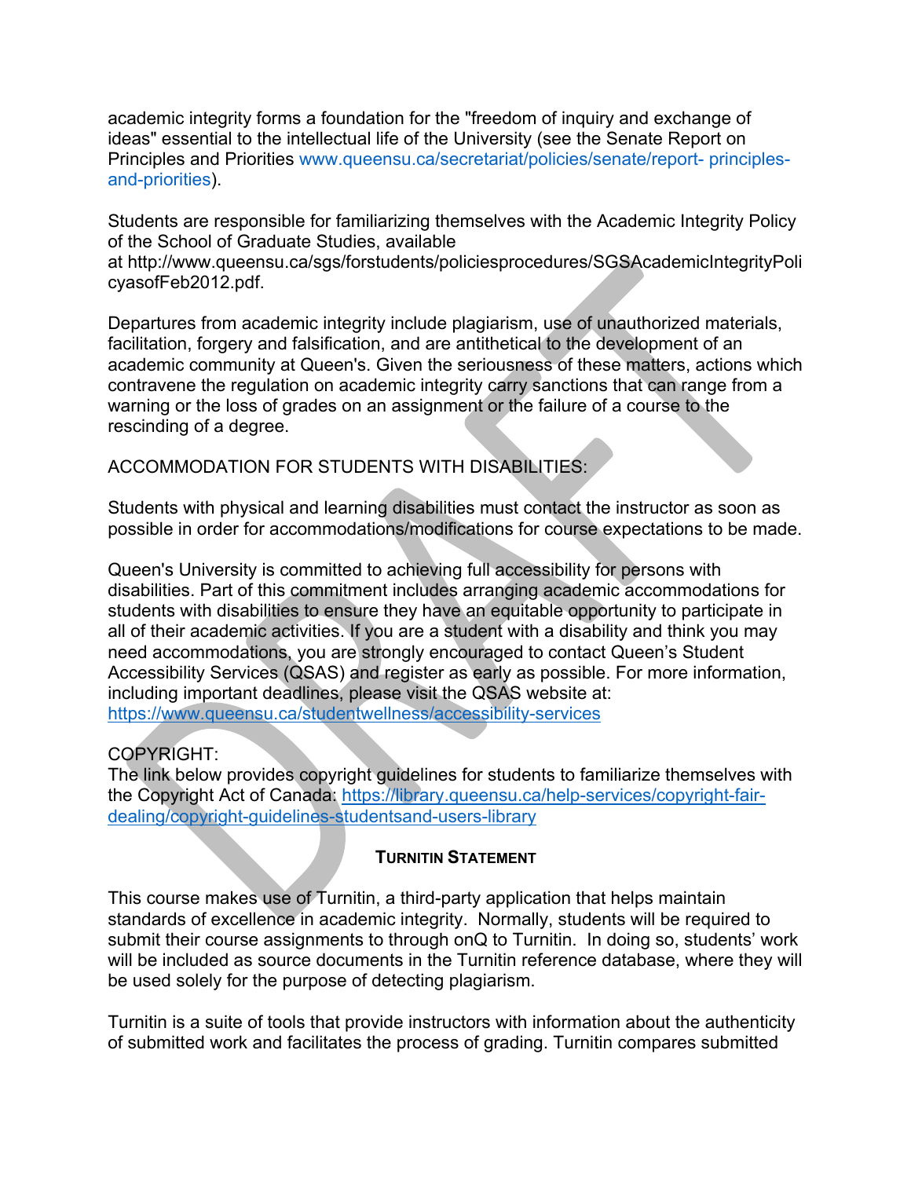academic integrity forms a foundation for the "freedom of inquiry and exchange of ideas" essential to the intellectual life of the University (see the Senate Report on Principles and Priorities www.queensu.ca/secretariat/policies/senate/report- principles-and-priorities).

Students are responsible for familiarizing themselves with the Academic Integrity Policy of the School of Graduate Studies, available at http://www.queensu.ca/sgs/forstudents/policiesprocedures/SGSAcademicIntegrityPolicyasofFeb2012.pdf.

Departures from academic integrity include plagiarism, use of unauthorized materials, facilitation, forgery and falsification, and are antithetical to the development of an academic community at Queen's. Given the seriousness of these matters, actions which contravene the regulation on academic integrity carry sanctions that can range from a warning or the loss of grades on an assignment or the failure of a course to the rescinding of a degree.

ACCOMMODATION FOR STUDENTS WITH DISABILITIES:

Students with physical and learning disabilities must contact the instructor as soon as possible in order for accommodations/modifications for course expectations to be made.

Queen's University is committed to achieving full accessibility for persons with disabilities. Part of this commitment includes arranging academic accommodations for students with disabilities to ensure they have an equitable opportunity to participate in all of their academic activities. If you are a student with a disability and think you may need accommodations, you are strongly encouraged to contact Queen's Student Accessibility Services (QSAS) and register as early as possible. For more information, including important deadlines, please visit the QSAS website at: https://www.queensu.ca/studentwellness/accessibility-services

COPYRIGHT:
The link below provides copyright guidelines for students to familiarize themselves with the Copyright Act of Canada: https://library.queensu.ca/help-services/copyright-fair-dealing/copyright-guidelines-studentsand-users-library

**TURNITIN STATEMENT**

This course makes use of Turnitin, a third-party application that helps maintain standards of excellence in academic integrity. Normally, students will be required to submit their course assignments to through onQ to Turnitin. In doing so, students' work will be included as source documents in the Turnitin reference database, where they will be used solely for the purpose of detecting plagiarism.

Turnitin is a suite of tools that provide instructors with information about the authenticity of submitted work and facilitates the process of grading. Turnitin compares submitted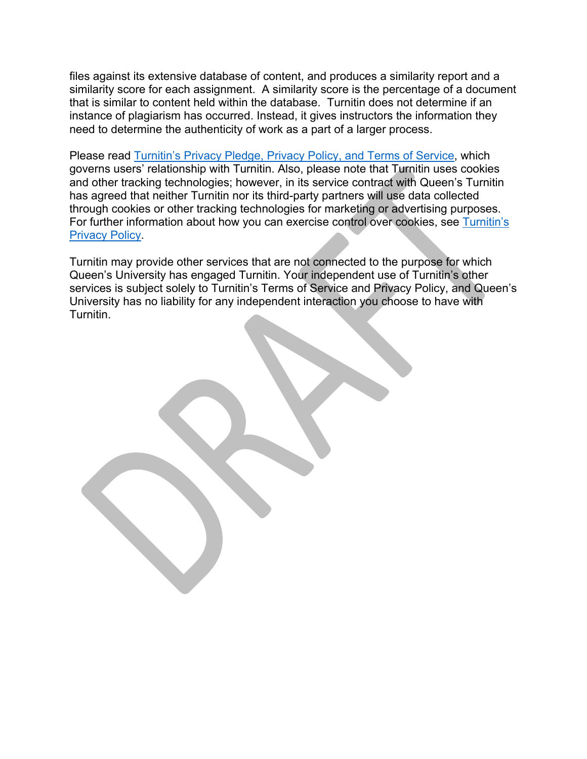files against its extensive database of content, and produces a similarity report and a similarity score for each assignment. A similarity score is the percentage of a document that is similar to content held within the database. Turnitin does not determine if an instance of plagiarism has occurred. Instead, it gives instructors the information they need to determine the authenticity of work as a part of a larger process.

Please read Turnitin's Privacy Pledge, Privacy Policy, and Terms of Service, which governs users' relationship with Turnitin. Also, please note that Turnitin uses cookies and other tracking technologies; however, in its service contract with Queen's Turnitin has agreed that neither Turnitin nor its third-party partners will use data collected through cookies or other tracking technologies for marketing or advertising purposes. For further information about how you can exercise control over cookies, see Turnitin's Privacy Policy.

Turnitin may provide other services that are not connected to the purpose for which Queen's University has engaged Turnitin. Your independent use of Turnitin's other services is subject solely to Turnitin's Terms of Service and Privacy Policy, and Queen's University has no liability for any independent interaction you choose to have with Turnitin.